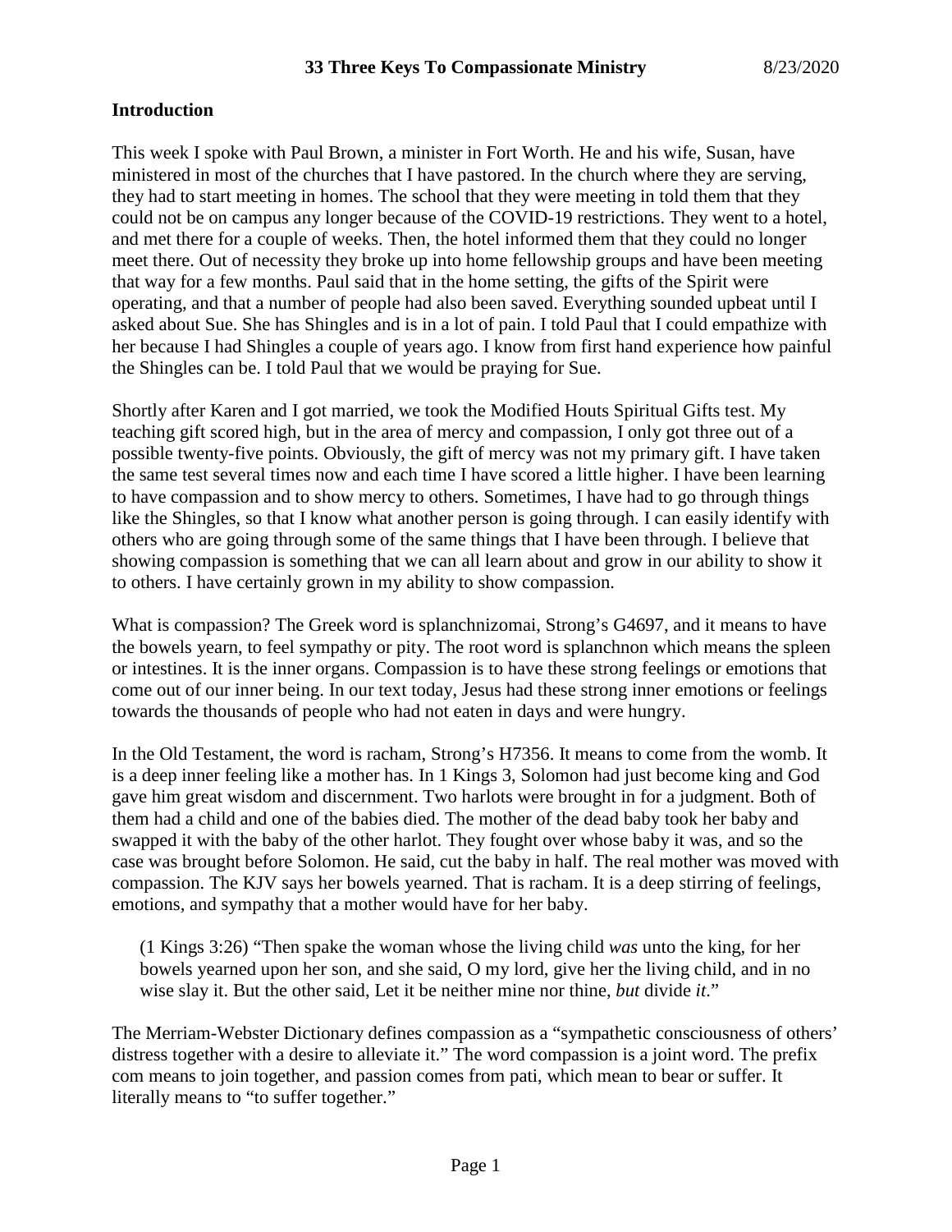# 33 Three Keys To Compassionate Ministry 8/23/2020

## Introduction

This week I spoke with Paul Brown, a minister in Fort Worth. He and his wife, Susan, have ministered in most of the churches that I have pastored. In the church where they are serving, they had to start meeting in homes. The school that they were meeting in told them that they could not be on campus any longer because of the COVID-19 restrictions. They went to a hotel, and met there for a couple of weeks. Then, the hotel informed them that they could no longer meet there. Out of necessity they broke up into home fellowship groups and have been meeting that way for a few months. Paul said that in the home setting, the gifts of the Spirit were operating, and that a number of people had also been saved. Everything sounded upbeat until I asked about Sue. She has Shingles and is in a lot of pain. I told Paul that I could empathize with her because I had Shingles a couple of years ago. I know from first hand experience how painful the Shingles can be. I told Paul that we would be praying for Sue.

Shortly after Karen and I got married, we took the Modified Houts Spiritual Gifts test. My teaching gift scored high, but in the area of mercy and compassion, I only got three out of a possible twenty-five points. Obviously, the gift of mercy was not my primary gift. I have taken the same test several times now and each time I have scored a little higher. I have been learning to have compassion and to show mercy to others. Sometimes, I have had to go through things like the Shingles, so that I know what another person is going through. I can easily identify with others who are going through some of the same things that I have been through. I believe that showing compassion is something that we can all learn about and grow in our ability to show it to others. I have certainly grown in my ability to show compassion.

What is compassion? The Greek word is splanchnizomai, Strong's G4697, and it means to have the bowels yearn, to feel sympathy or pity. The root word is splanchnon which means the spleen or intestines. It is the inner organs. Compassion is to have these strong feelings or emotions that come out of our inner being. In our text today, Jesus had these strong inner emotions or feelings towards the thousands of people who had not eaten in days and were hungry.

In the Old Testament, the word is racham, Strong's H7356. It means to come from the womb. It is a deep inner feeling like a mother has. In 1 Kings 3, Solomon had just become king and God gave him great wisdom and discernment. Two harlots were brought in for a judgment. Both of them had a child and one of the babies died. The mother of the dead baby took her baby and swapped it with the baby of the other harlot. They fought over whose baby it was, and so the case was brought before Solomon. He said, cut the baby in half. The real mother was moved with compassion. The KJV says her bowels yearned. That is racham. It is a deep stirring of feelings, emotions, and sympathy that a mother would have for her baby.

> (1 Kings 3:26) "Then spake the woman whose the living child *was* unto the king, for her bowels yearned upon her son, and she said, O my lord, give her the living child, and in no wise slay it. But the other said, Let it be neither mine nor thine, *but* divide *it*."

The Merriam-Webster Dictionary defines compassion as a "sympathetic consciousness of others' distress together with a desire to alleviate it." The word compassion is a joint word. The prefix com means to join together, and passion comes from pati, which mean to bear or suffer. It literally means to "to suffer together."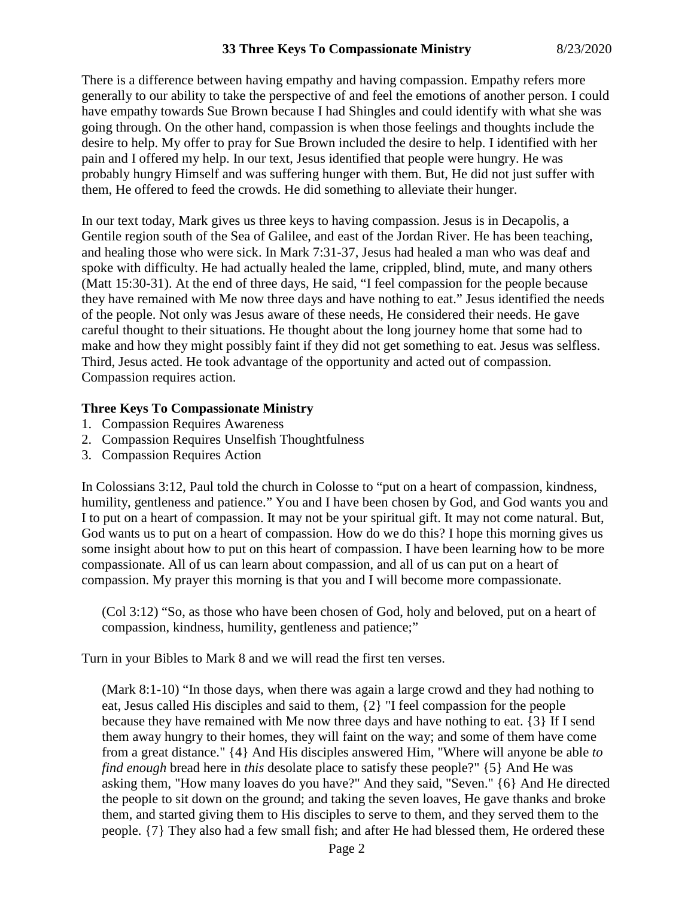There is a difference between having empathy and having compassion. Empathy refers more generally to our ability to take the perspective of and feel the emotions of another person. I could have empathy towards Sue Brown because I had Shingles and could identify with what she was going through. On the other hand, compassion is when those feelings and thoughts include the desire to help. My offer to pray for Sue Brown included the desire to help. I identified with her pain and I offered my help. In our text, Jesus identified that people were hungry. He was probably hungry Himself and was suffering hunger with them. But, He did not just suffer with them, He offered to feed the crowds. He did something to alleviate their hunger.

In our text today, Mark gives us three keys to having compassion. Jesus is in Decapolis, a Gentile region south of the Sea of Galilee, and east of the Jordan River. He has been teaching, and healing those who were sick. In Mark 7:31-37, Jesus had healed a man who was deaf and spoke with difficulty. He had actually healed the lame, crippled, blind, mute, and many others (Matt 15:30-31). At the end of three days, He said, "I feel compassion for the people because they have remained with Me now three days and have nothing to eat." Jesus identified the needs of the people. Not only was Jesus aware of these needs, He considered their needs. He gave careful thought to their situations. He thought about the long journey home that some had to make and how they might possibly faint if they did not get something to eat. Jesus was selfless. Third, Jesus acted. He took advantage of the opportunity and acted out of compassion. Compassion requires action.

**Three Keys To Compassionate Ministry**

1. Compassion Requires Awareness
2. Compassion Requires Unselfish Thoughtfulness
3. Compassion Requires Action

In Colossians 3:12, Paul told the church in Colosse to "put on a heart of compassion, kindness, humility, gentleness and patience." You and I have been chosen by God, and God wants you and I to put on a heart of compassion. It may not be your spiritual gift. It may not come natural. But, God wants us to put on a heart of compassion. How do we do this? I hope this morning gives us some insight about how to put on this heart of compassion. I have been learning how to be more compassionate. All of us can learn about compassion, and all of us can put on a heart of compassion. My prayer this morning is that you and I will become more compassionate.

> (Col 3:12) "So, as those who have been chosen of God, holy and beloved, put on a heart of compassion, kindness, humility, gentleness and patience;"

Turn in your Bibles to Mark 8 and we will read the first ten verses.

> (Mark 8:1-10) "In those days, when there was again a large crowd and they had nothing to eat, Jesus called His disciples and said to them, {2} "I feel compassion for the people because they have remained with Me now three days and have nothing to eat. {3} If I send them away hungry to their homes, they will faint on the way; and some of them have come from a great distance." {4} And His disciples answered Him, "Where will anyone be able *to find enough* bread here in *this* desolate place to satisfy these people?" {5} And He was asking them, "How many loaves do you have?" And they said, "Seven." {6} And He directed the people to sit down on the ground; and taking the seven loaves, He gave thanks and broke them, and started giving them to His disciples to serve to them, and they served them to the people. {7} They also had a few small fish; and after He had blessed them, He ordered these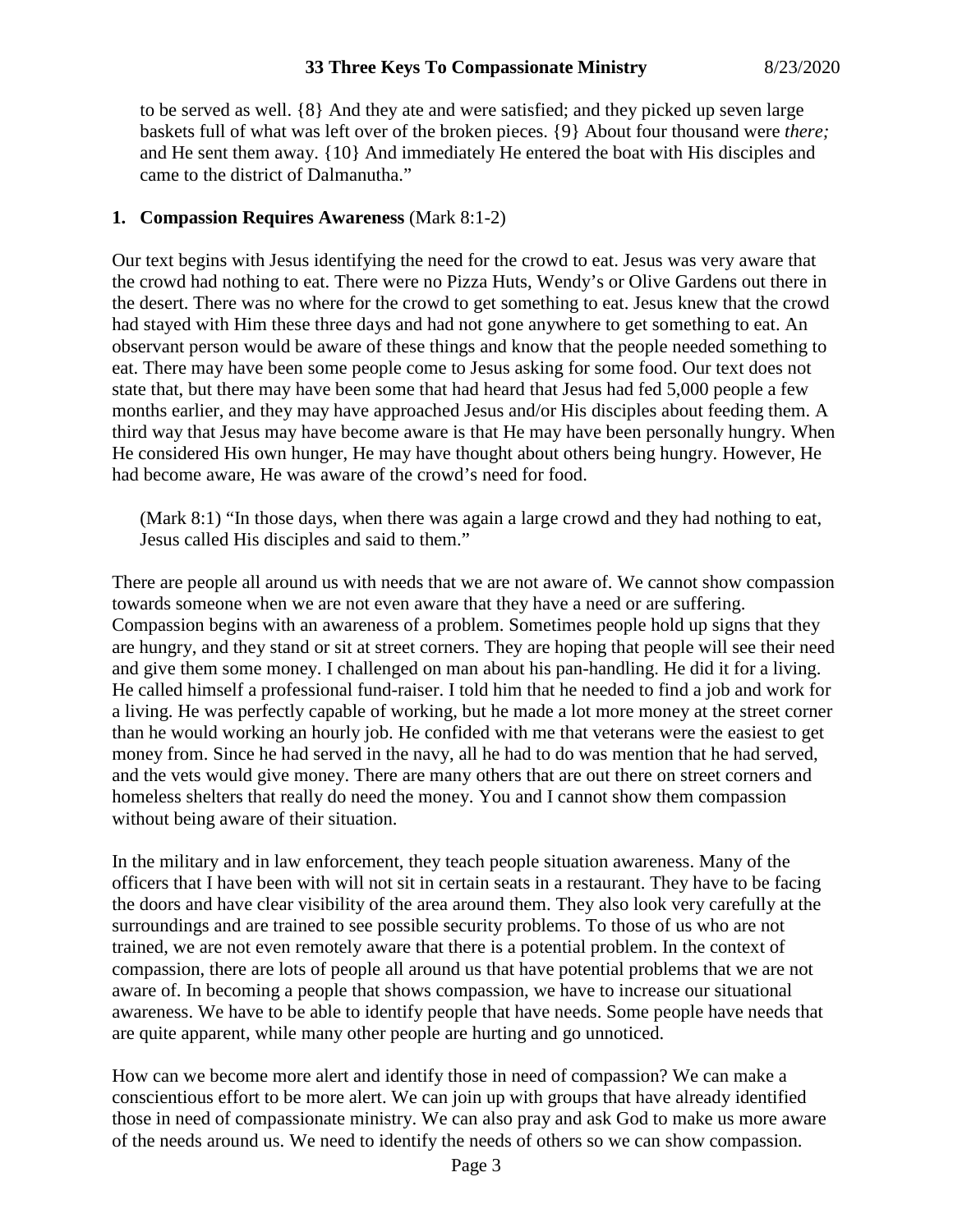to be served as well. {8} And they ate and were satisfied; and they picked up seven large baskets full of what was left over of the broken pieces. {9} About four thousand were *there;* and He sent them away. {10} And immediately He entered the boat with His disciples and came to the district of Dalmanutha."

**1. Compassion Requires Awareness** (Mark 8:1-2)

Our text begins with Jesus identifying the need for the crowd to eat. Jesus was very aware that the crowd had nothing to eat. There were no Pizza Huts, Wendy's or Olive Gardens out there in the desert. There was no where for the crowd to get something to eat. Jesus knew that the crowd had stayed with Him these three days and had not gone anywhere to get something to eat. An observant person would be aware of these things and know that the people needed something to eat. There may have been some people come to Jesus asking for some food. Our text does not state that, but there may have been some that had heard that Jesus had fed 5,000 people a few months earlier, and they may have approached Jesus and/or His disciples about feeding them. A third way that Jesus may have become aware is that He may have been personally hungry. When He considered His own hunger, He may have thought about others being hungry. However, He had become aware, He was aware of the crowd's need for food.

(Mark 8:1) "In those days, when there was again a large crowd and they had nothing to eat, Jesus called His disciples and said to them."

There are people all around us with needs that we are not aware of. We cannot show compassion towards someone when we are not even aware that they have a need or are suffering. Compassion begins with an awareness of a problem. Sometimes people hold up signs that they are hungry, and they stand or sit at street corners. They are hoping that people will see their need and give them some money. I challenged on man about his pan-handling. He did it for a living. He called himself a professional fund-raiser. I told him that he needed to find a job and work for a living. He was perfectly capable of working, but he made a lot more money at the street corner than he would working an hourly job. He confided with me that veterans were the easiest to get money from. Since he had served in the navy, all he had to do was mention that he had served, and the vets would give money. There are many others that are out there on street corners and homeless shelters that really do need the money. You and I cannot show them compassion without being aware of their situation.

In the military and in law enforcement, they teach people situation awareness. Many of the officers that I have been with will not sit in certain seats in a restaurant. They have to be facing the doors and have clear visibility of the area around them. They also look very carefully at the surroundings and are trained to see possible security problems. To those of us who are not trained, we are not even remotely aware that there is a potential problem. In the context of compassion, there are lots of people all around us that have potential problems that we are not aware of. In becoming a people that shows compassion, we have to increase our situational awareness. We have to be able to identify people that have needs. Some people have needs that are quite apparent, while many other people are hurting and go unnoticed.

How can we become more alert and identify those in need of compassion? We can make a conscientious effort to be more alert. We can join up with groups that have already identified those in need of compassionate ministry. We can also pray and ask God to make us more aware of the needs around us. We need to identify the needs of others so we can show compassion.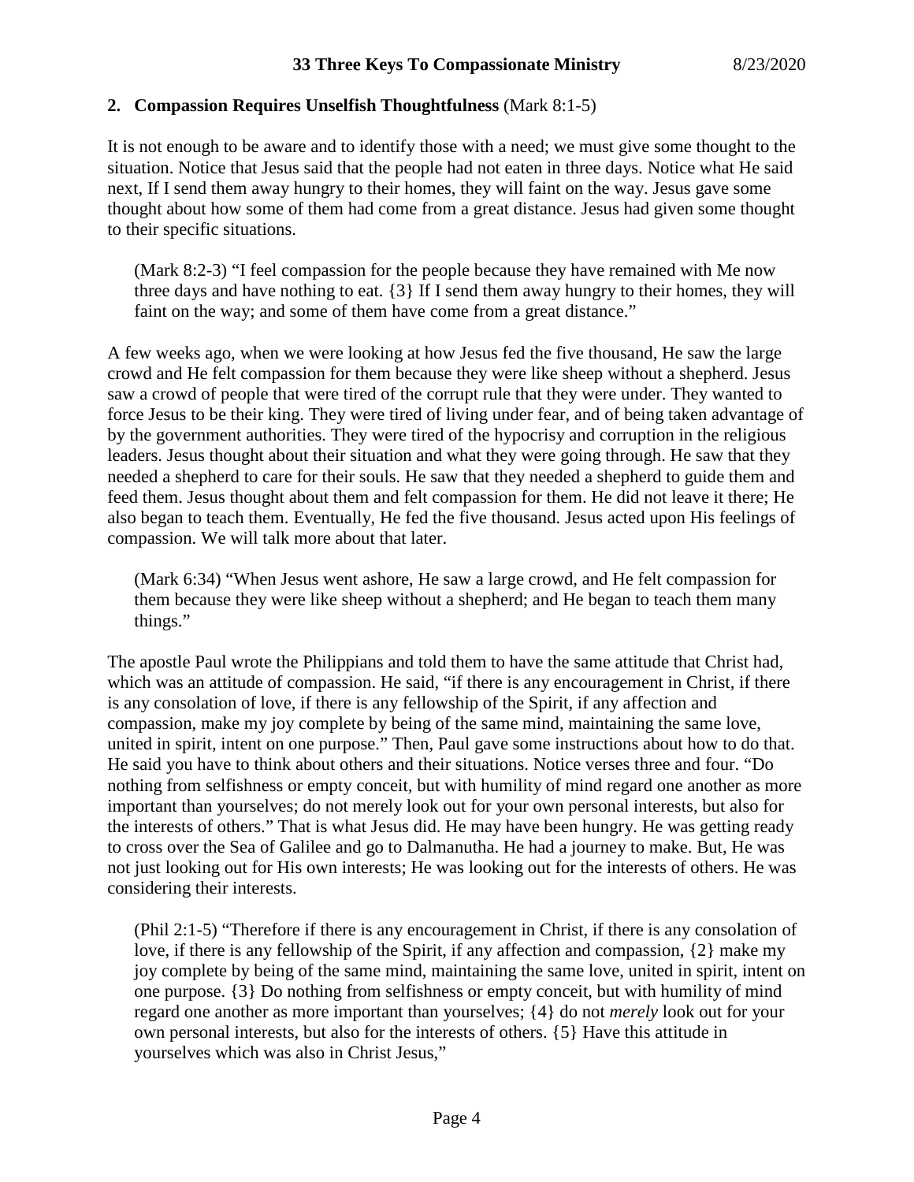## 2. Compassion Requires Unselfish Thoughtfulness (Mark 8:1-5)

It is not enough to be aware and to identify those with a need; we must give some thought to the situation. Notice that Jesus said that the people had not eaten in three days. Notice what He said next, If I send them away hungry to their homes, they will faint on the way. Jesus gave some thought about how some of them had come from a great distance. Jesus had given some thought to their specific situations.

> (Mark 8:2-3) "I feel compassion for the people because they have remained with Me now three days and have nothing to eat. {3} If I send them away hungry to their homes, they will faint on the way; and some of them have come from a great distance."

A few weeks ago, when we were looking at how Jesus fed the five thousand, He saw the large crowd and He felt compassion for them because they were like sheep without a shepherd. Jesus saw a crowd of people that were tired of the corrupt rule that they were under. They wanted to force Jesus to be their king. They were tired of living under fear, and of being taken advantage of by the government authorities. They were tired of the hypocrisy and corruption in the religious leaders. Jesus thought about their situation and what they were going through. He saw that they needed a shepherd to care for their souls. He saw that they needed a shepherd to guide them and feed them. Jesus thought about them and felt compassion for them. He did not leave it there; He also began to teach them. Eventually, He fed the five thousand. Jesus acted upon His feelings of compassion. We will talk more about that later.

> (Mark 6:34) "When Jesus went ashore, He saw a large crowd, and He felt compassion for them because they were like sheep without a shepherd; and He began to teach them many things."

The apostle Paul wrote the Philippians and told them to have the same attitude that Christ had, which was an attitude of compassion. He said, "if there is any encouragement in Christ, if there is any consolation of love, if there is any fellowship of the Spirit, if any affection and compassion, make my joy complete by being of the same mind, maintaining the same love, united in spirit, intent on one purpose." Then, Paul gave some instructions about how to do that. He said you have to think about others and their situations. Notice verses three and four. "Do nothing from selfishness or empty conceit, but with humility of mind regard one another as more important than yourselves; do not merely look out for your own personal interests, but also for the interests of others." That is what Jesus did. He may have been hungry. He was getting ready to cross over the Sea of Galilee and go to Dalmanutha. He had a journey to make. But, He was not just looking out for His own interests; He was looking out for the interests of others. He was considering their interests.

> (Phil 2:1-5) "Therefore if there is any encouragement in Christ, if there is any consolation of love, if there is any fellowship of the Spirit, if any affection and compassion, {2} make my joy complete by being of the same mind, maintaining the same love, united in spirit, intent on one purpose. {3} Do nothing from selfishness or empty conceit, but with humility of mind regard one another as more important than yourselves; {4} do not *merely* look out for your own personal interests, but also for the interests of others. {5} Have this attitude in yourselves which was also in Christ Jesus,"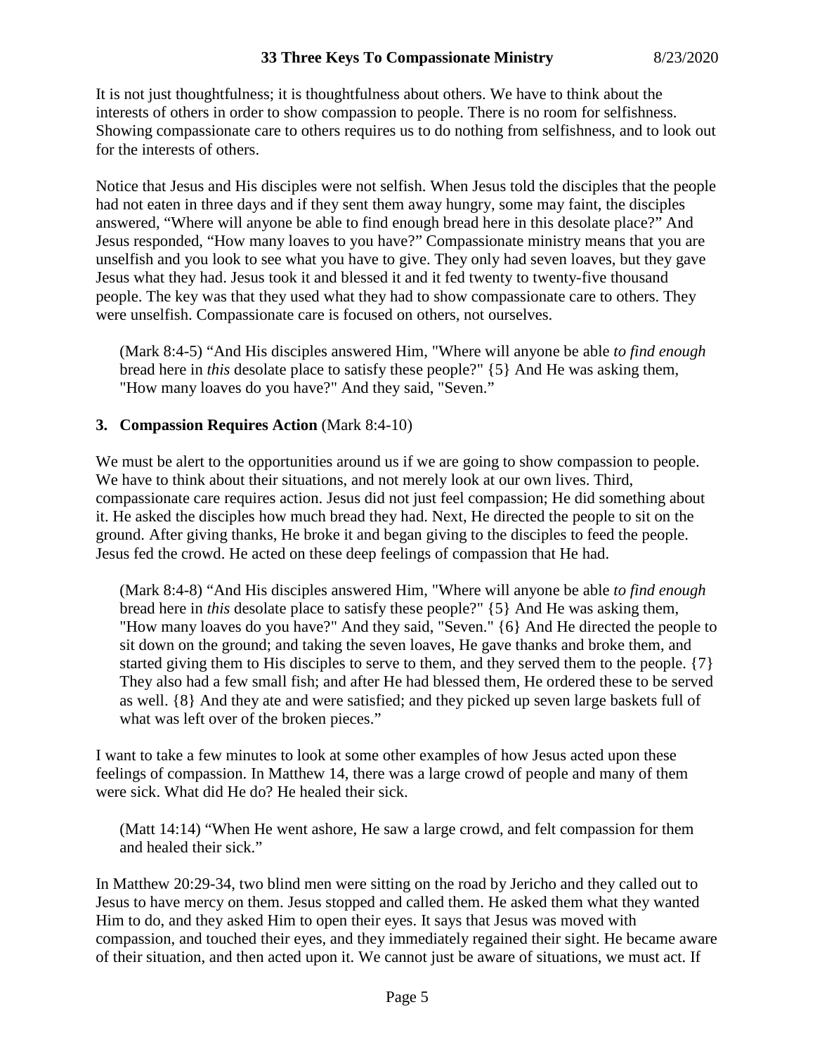It is not just thoughtfulness; it is thoughtfulness about others. We have to think about the interests of others in order to show compassion to people. There is no room for selfishness. Showing compassionate care to others requires us to do nothing from selfishness, and to look out for the interests of others.

Notice that Jesus and His disciples were not selfish. When Jesus told the disciples that the people had not eaten in three days and if they sent them away hungry, some may faint, the disciples answered, "Where will anyone be able to find enough bread here in this desolate place?" And Jesus responded, "How many loaves to you have?" Compassionate ministry means that you are unselfish and you look to see what you have to give. They only had seven loaves, but they gave Jesus what they had. Jesus took it and blessed it and it fed twenty to twenty-five thousand people. The key was that they used what they had to show compassionate care to others. They were unselfish. Compassionate care is focused on others, not ourselves.

> (Mark 8:4-5) "And His disciples answered Him, "Where will anyone be able *to find enough* bread here in *this* desolate place to satisfy these people?" {5} And He was asking them, "How many loaves do you have?" And they said, "Seven."

### 3. Compassion Requires Action (Mark 8:4-10)

We must be alert to the opportunities around us if we are going to show compassion to people. We have to think about their situations, and not merely look at our own lives. Third, compassionate care requires action. Jesus did not just feel compassion; He did something about it. He asked the disciples how much bread they had. Next, He directed the people to sit on the ground. After giving thanks, He broke it and began giving to the disciples to feed the people. Jesus fed the crowd. He acted on these deep feelings of compassion that He had.

> (Mark 8:4-8) "And His disciples answered Him, "Where will anyone be able *to find enough* bread here in *this* desolate place to satisfy these people?" {5} And He was asking them, "How many loaves do you have?" And they said, "Seven." {6} And He directed the people to sit down on the ground; and taking the seven loaves, He gave thanks and broke them, and started giving them to His disciples to serve to them, and they served them to the people. {7} They also had a few small fish; and after He had blessed them, He ordered these to be served as well. {8} And they ate and were satisfied; and they picked up seven large baskets full of what was left over of the broken pieces."

I want to take a few minutes to look at some other examples of how Jesus acted upon these feelings of compassion. In Matthew 14, there was a large crowd of people and many of them were sick. What did He do? He healed their sick.

> (Matt 14:14) "When He went ashore, He saw a large crowd, and felt compassion for them and healed their sick."

In Matthew 20:29-34, two blind men were sitting on the road by Jericho and they called out to Jesus to have mercy on them. Jesus stopped and called them. He asked them what they wanted Him to do, and they asked Him to open their eyes. It says that Jesus was moved with compassion, and touched their eyes, and they immediately regained their sight. He became aware of their situation, and then acted upon it. We cannot just be aware of situations, we must act. If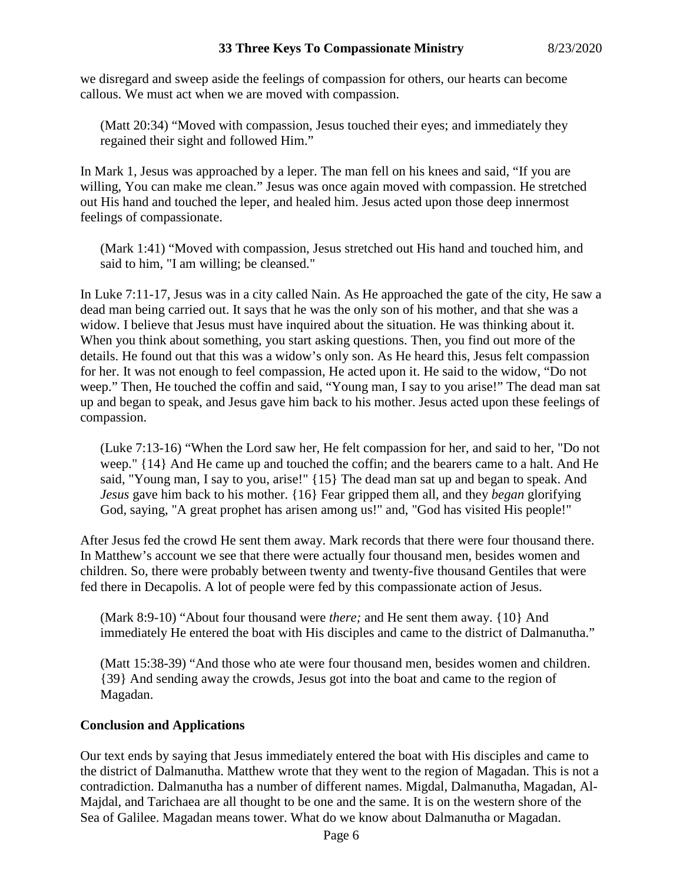we disregard and sweep aside the feelings of compassion for others, our hearts can become callous. We must act when we are moved with compassion.

> (Matt 20:34) “Moved with compassion, Jesus touched their eyes; and immediately they regained their sight and followed Him.”

In Mark 1, Jesus was approached by a leper. The man fell on his knees and said, “If you are willing, You can make me clean.” Jesus was once again moved with compassion. He stretched out His hand and touched the leper, and healed him. Jesus acted upon those deep innermost feelings of compassionate.

> (Mark 1:41) “Moved with compassion, Jesus stretched out His hand and touched him, and said to him, "I am willing; be cleansed."

In Luke 7:11-17, Jesus was in a city called Nain. As He approached the gate of the city, He saw a dead man being carried out. It says that he was the only son of his mother, and that she was a widow. I believe that Jesus must have inquired about the situation. He was thinking about it. When you think about something, you start asking questions. Then, you find out more of the details. He found out that this was a widow’s only son. As He heard this, Jesus felt compassion for her. It was not enough to feel compassion, He acted upon it. He said to the widow, “Do not weep.” Then, He touched the coffin and said, “Young man, I say to you arise!” The dead man sat up and began to speak, and Jesus gave him back to his mother. Jesus acted upon these feelings of compassion.

> (Luke 7:13-16) “When the Lord saw her, He felt compassion for her, and said to her, "Do not weep." {14} And He came up and touched the coffin; and the bearers came to a halt. And He said, "Young man, I say to you, arise!" {15} The dead man sat up and began to speak. And *Jesus* gave him back to his mother. {16} Fear gripped them all, and they *began* glorifying God, saying, "A great prophet has arisen among us!" and, "God has visited His people!"

After Jesus fed the crowd He sent them away. Mark records that there were four thousand there. In Matthew’s account we see that there were actually four thousand men, besides women and children. So, there were probably between twenty and twenty-five thousand Gentiles that were fed there in Decapolis. A lot of people were fed by this compassionate action of Jesus.

> (Mark 8:9-10) “About four thousand were *there;* and He sent them away. {10} And immediately He entered the boat with His disciples and came to the district of Dalmanutha.”

> (Matt 15:38-39) “And those who ate were four thousand men, besides women and children. {39} And sending away the crowds, Jesus got into the boat and came to the region of Magadan.

## Conclusion and Applications

Our text ends by saying that Jesus immediately entered the boat with His disciples and came to the district of Dalmanutha. Matthew wrote that they went to the region of Magadan. This is not a contradiction. Dalmanutha has a number of different names. Migdal, Dalmanutha, Magadan, Al-Majdal, and Tarichaea are all thought to be one and the same. It is on the western shore of the Sea of Galilee. Magadan means tower. What do we know about Dalmanutha or Magadan.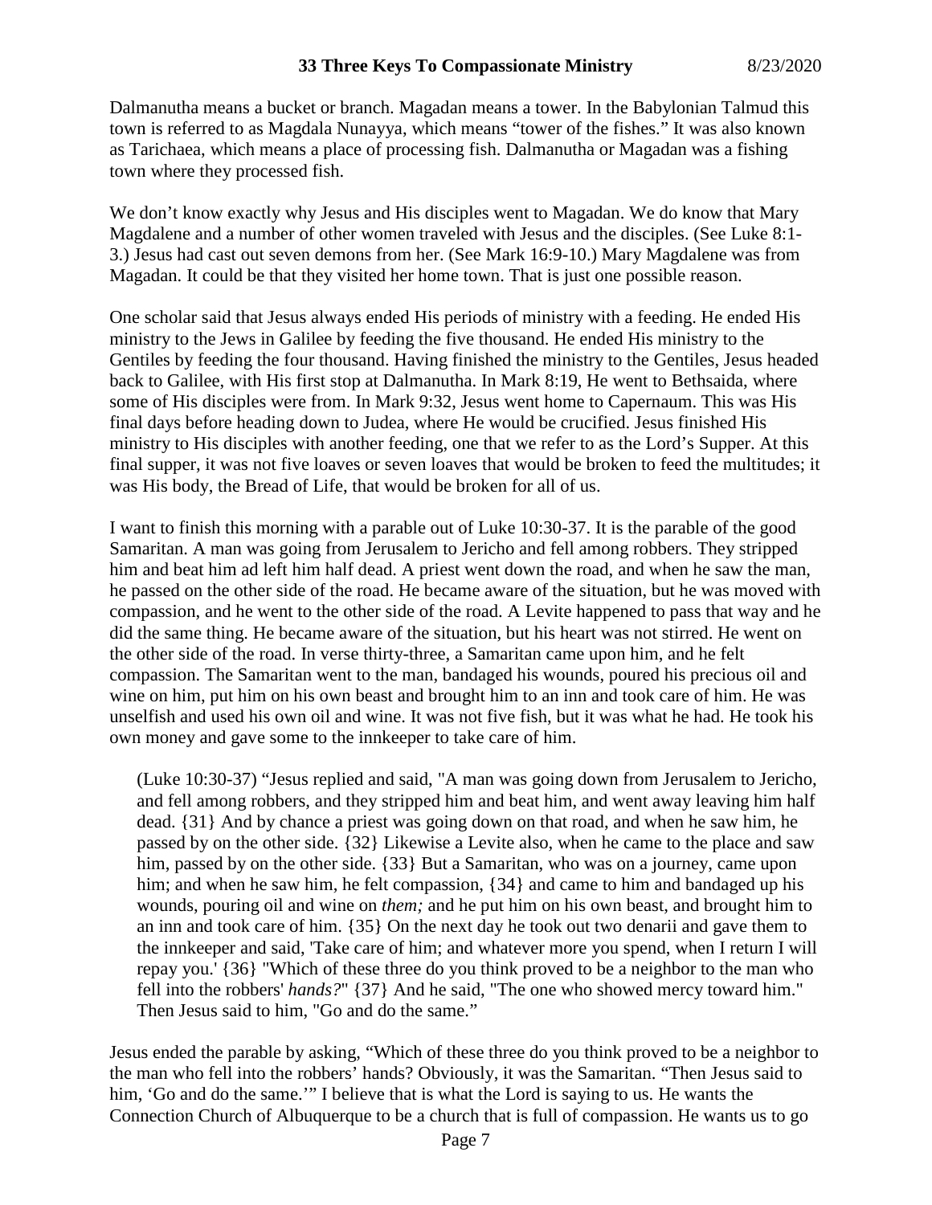Dalmanutha means a bucket or branch. Magadan means a tower. In the Babylonian Talmud this town is referred to as Magdala Nunayya, which means “tower of the fishes.” It was also known as Tarichaea, which means a place of processing fish. Dalmanutha or Magadan was a fishing town where they processed fish.

We don’t know exactly why Jesus and His disciples went to Magadan. We do know that Mary Magdalene and a number of other women traveled with Jesus and the disciples. (See Luke 8:1-3.) Jesus had cast out seven demons from her. (See Mark 16:9-10.) Mary Magdalene was from Magadan. It could be that they visited her home town. That is just one possible reason.

One scholar said that Jesus always ended His periods of ministry with a feeding. He ended His ministry to the Jews in Galilee by feeding the five thousand. He ended His ministry to the Gentiles by feeding the four thousand. Having finished the ministry to the Gentiles, Jesus headed back to Galilee, with His first stop at Dalmanutha. In Mark 8:19, He went to Bethsaida, where some of His disciples were from. In Mark 9:32, Jesus went home to Capernaum. This was His final days before heading down to Judea, where He would be crucified. Jesus finished His ministry to His disciples with another feeding, one that we refer to as the Lord’s Supper. At this final supper, it was not five loaves or seven loaves that would be broken to feed the multitudes; it was His body, the Bread of Life, that would be broken for all of us.

I want to finish this morning with a parable out of Luke 10:30-37. It is the parable of the good Samaritan. A man was going from Jerusalem to Jericho and fell among robbers. They stripped him and beat him ad left him half dead. A priest went down the road, and when he saw the man, he passed on the other side of the road. He became aware of the situation, but he was moved with compassion, and he went to the other side of the road. A Levite happened to pass that way and he did the same thing. He became aware of the situation, but his heart was not stirred. He went on the other side of the road. In verse thirty-three, a Samaritan came upon him, and he felt compassion. The Samaritan went to the man, bandaged his wounds, poured his precious oil and wine on him, put him on his own beast and brought him to an inn and took care of him. He was unselfish and used his own oil and wine. It was not five fish, but it was what he had. He took his own money and gave some to the innkeeper to take care of him.

> (Luke 10:30-37) “Jesus replied and said, "A man was going down from Jerusalem to Jericho, and fell among robbers, and they stripped him and beat him, and went away leaving him half dead. {31} And by chance a priest was going down on that road, and when he saw him, he passed by on the other side. {32} Likewise a Levite also, when he came to the place and saw him, passed by on the other side. {33} But a Samaritan, who was on a journey, came upon him; and when he saw him, he felt compassion, {34} and came to him and bandaged up his wounds, pouring oil and wine on *them;* and he put him on his own beast, and brought him to an inn and took care of him. {35} On the next day he took out two denarii and gave them to the innkeeper and said, 'Take care of him; and whatever more you spend, when I return I will repay you.' {36} "Which of these three do you think proved to be a neighbor to the man who fell into the robbers' *hands?*" {37} And he said, "The one who showed mercy toward him." Then Jesus said to him, "Go and do the same.”

Jesus ended the parable by asking, “Which of these three do you think proved to be a neighbor to the man who fell into the robbers’ hands? Obviously, it was the Samaritan. “Then Jesus said to him, ‘Go and do the same.’” I believe that is what the Lord is saying to us. He wants the Connection Church of Albuquerque to be a church that is full of compassion. He wants us to go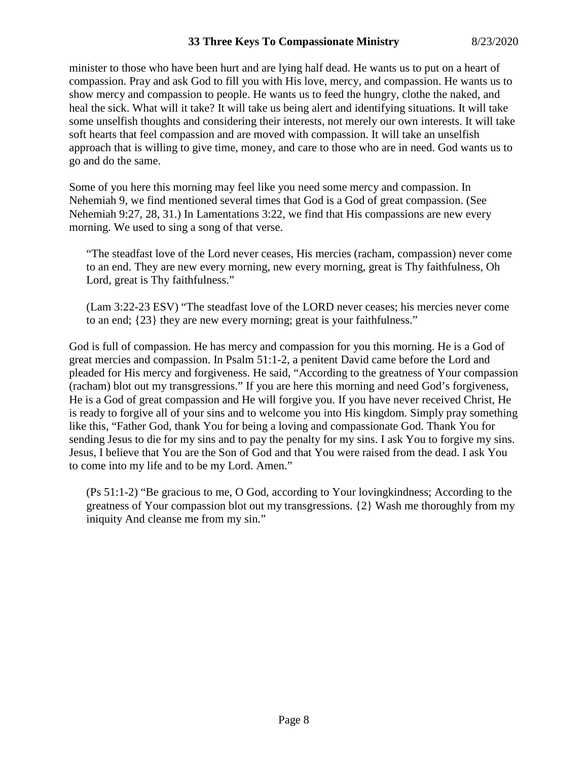minister to those who have been hurt and are lying half dead. He wants us to put on a heart of compassion. Pray and ask God to fill you with His love, mercy, and compassion. He wants us to show mercy and compassion to people. He wants us to feed the hungry, clothe the naked, and heal the sick. What will it take? It will take us being alert and identifying situations. It will take some unselfish thoughts and considering their interests, not merely our own interests. It will take soft hearts that feel compassion and are moved with compassion. It will take an unselfish approach that is willing to give time, money, and care to those who are in need. God wants us to go and do the same.

Some of you here this morning may feel like you need some mercy and compassion. In Nehemiah 9, we find mentioned several times that God is a God of great compassion. (See Nehemiah 9:27, 28, 31.) In Lamentations 3:22, we find that His compassions are new every morning. We used to sing a song of that verse.

> "The steadfast love of the Lord never ceases, His mercies (racham, compassion) never come to an end. They are new every morning, new every morning, great is Thy faithfulness, Oh Lord, great is Thy faithfulness."

> (Lam 3:22-23 ESV) "The steadfast love of the LORD never ceases; his mercies never come to an end; {23} they are new every morning; great is your faithfulness."

God is full of compassion. He has mercy and compassion for you this morning. He is a God of great mercies and compassion. In Psalm 51:1-2, a penitent David came before the Lord and pleaded for His mercy and forgiveness. He said, "According to the greatness of Your compassion (racham) blot out my transgressions." If you are here this morning and need God's forgiveness, He is a God of great compassion and He will forgive you. If you have never received Christ, He is ready to forgive all of your sins and to welcome you into His kingdom. Simply pray something like this, "Father God, thank You for being a loving and compassionate God. Thank You for sending Jesus to die for my sins and to pay the penalty for my sins. I ask You to forgive my sins. Jesus, I believe that You are the Son of God and that You were raised from the dead. I ask You to come into my life and to be my Lord. Amen."

> (Ps 51:1-2) "Be gracious to me, O God, according to Your lovingkindness; According to the greatness of Your compassion blot out my transgressions. {2} Wash me thoroughly from my iniquity And cleanse me from my sin."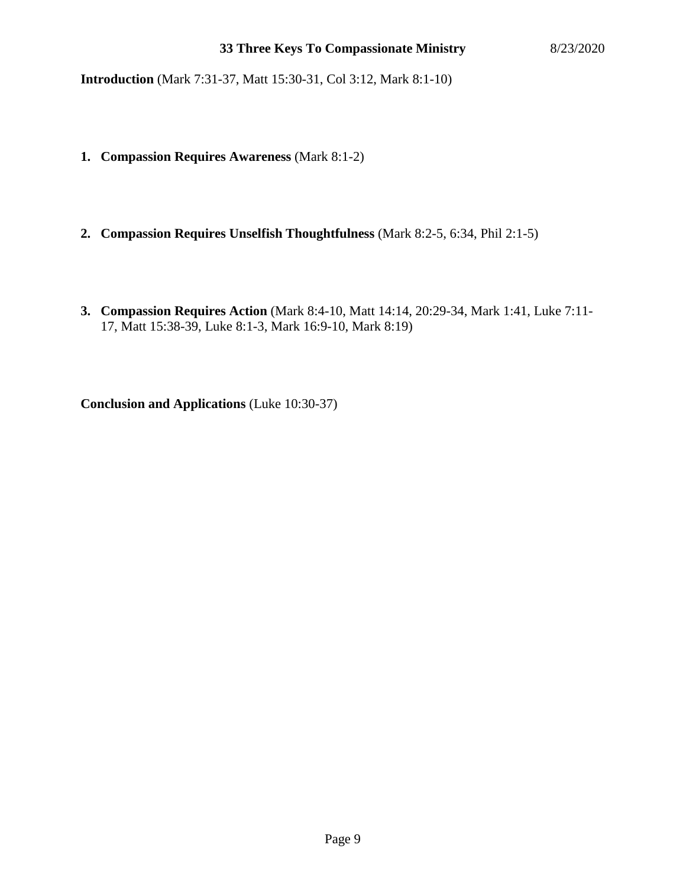# 33 Three Keys To Compassionate Ministry

8/23/2020

**Introduction** (Mark 7:31-37, Matt 15:30-31, Col 3:12, Mark 8:1-10)

1. **Compassion Requires Awareness** (Mark 8:1-2)

2. **Compassion Requires Unselfish Thoughtfulness** (Mark 8:2-5, 6:34, Phil 2:1-5)

3. **Compassion Requires Action** (Mark 8:4-10, Matt 14:14, 20:29-34, Mark 1:41, Luke 7:11-17, Matt 15:38-39, Luke 8:1-3, Mark 16:9-10, Mark 8:19)

**Conclusion and Applications** (Luke 10:30-37)